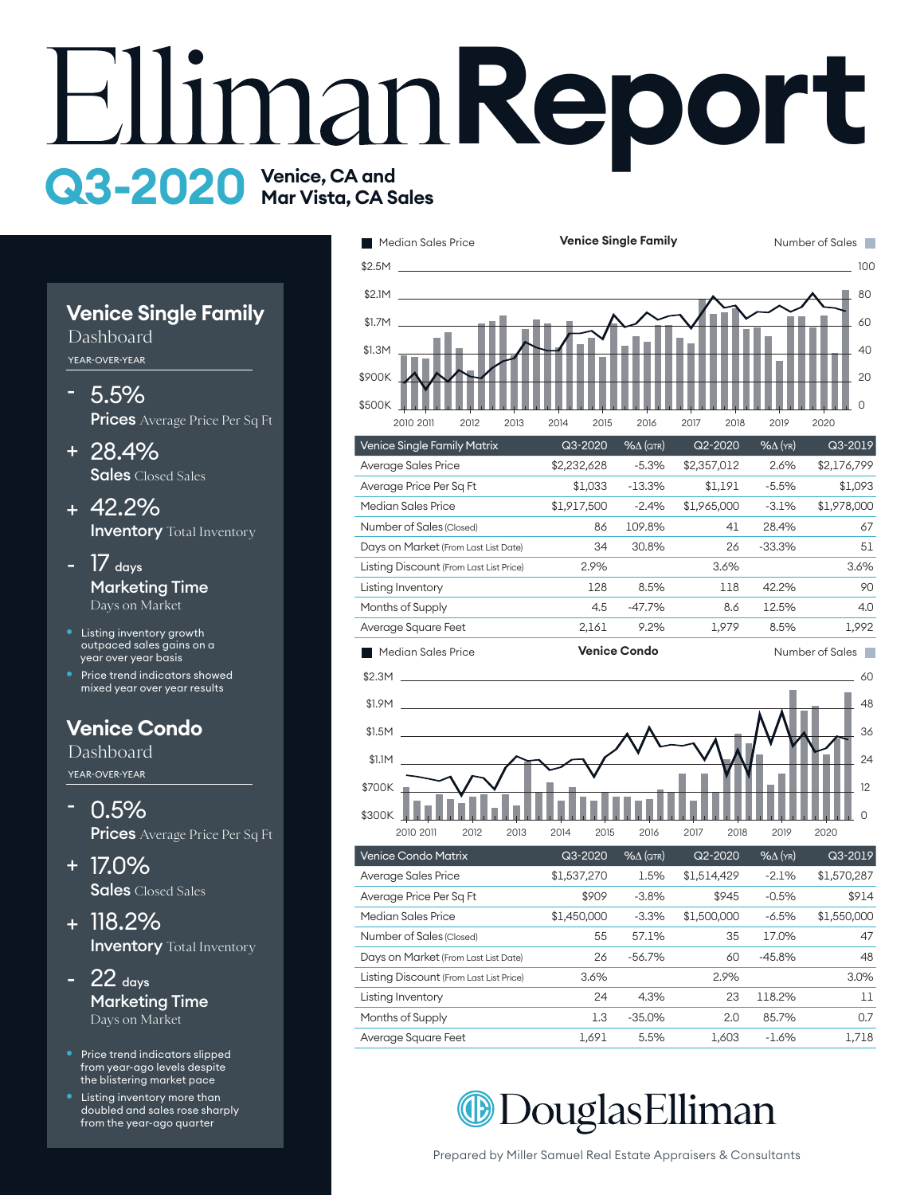# EllimanReport

## Q3-2020 Venice, CA and Mar Vista, CA Sales

## Venice Single Family
Dashboard

YEAR-OVER-YEAR

- \- 5.5%
  **Prices** Average Price Per Sq Ft
- \+ 28.4%
  **Sales** Closed Sales
- \+ 42.2%
  **Inventory** Total Inventory
- \- 17 days
  **Marketing Time** Days on Market

- Listing inventory growth outpaced sales gains on a year over year basis
- Price trend indicators showed mixed year over year results

## Venice Condo
Dashboard

YEAR-OVER-YEAR

- \- 0.5%
  **Prices** Average Price Per Sq Ft
- \+ 17.0%
  **Sales** Closed Sales
- \+ 118.2%
  **Inventory** Total Inventory
- \- 22 days
  **Marketing Time** Days on Market

- Price trend indicators slipped from year-ago levels despite the blistering market pace
- Listing inventory more than doubled and sales rose sharply from the year-ago quarter

### Venice Single Family

| Venice Single Family Matrix | Q3-2020 | %Δ (QTR) | Q2-2020 | %Δ (YR) | Q3-2019 |
|---|---|---|---|---|---|
| Average Sales Price | $2,232,628 | -5.3% | $2,357,012 | 2.6% | $2,176,799 |
| Average Price Per Sq Ft | $1,033 | -13.3% | $1,191 | -5.5% | $1,093 |
| Median Sales Price | $1,917,500 | -2.4% | $1,965,000 | -3.1% | $1,978,000 |
| Number of Sales (Closed) | 86 | 109.8% | 41 | 28.4% | 67 |
| Days on Market (From Last List Date) | 34 | 30.8% | 26 | -33.3% | 51 |
| Listing Discount (From Last List Price) | 2.9% | | 3.6% | | 3.6% |
| Listing Inventory | 128 | 8.5% | 118 | 42.2% | 90 |
| Months of Supply | 4.5 | -47.7% | 8.6 | 12.5% | 4.0 |
| Average Square Feet | 2,161 | 9.2% | 1,979 | 8.5% | 1,992 |

### Venice Condo

| Venice Condo Matrix | Q3-2020 | %Δ (QTR) | Q2-2020 | %Δ (YR) | Q3-2019 |
|---|---|---|---|---|---|
| Average Sales Price | $1,537,270 | 1.5% | $1,514,429 | -2.1% | $1,570,287 |
| Average Price Per Sq Ft | $909 | -3.8% | $945 | -0.5% | $914 |
| Median Sales Price | $1,450,000 | -3.3% | $1,500,000 | -6.5% | $1,550,000 |
| Number of Sales (Closed) | 55 | 57.1% | 35 | 17.0% | 47 |
| Days on Market (From Last List Date) | 26 | -56.7% | 60 | -45.8% | 48 |
| Listing Discount (From Last List Price) | 3.6% | | 2.9% | | 3.0% |
| Listing Inventory | 24 | 4.3% | 23 | 118.2% | 11 |
| Months of Supply | 1.3 | -35.0% | 2.0 | 85.7% | 0.7 |
| Average Square Feet | 1,691 | 5.5% | 1,603 | -1.6% | 1,718 |

DouglasElliman

Prepared by Miller Samuel Real Estate Appraisers & Consultants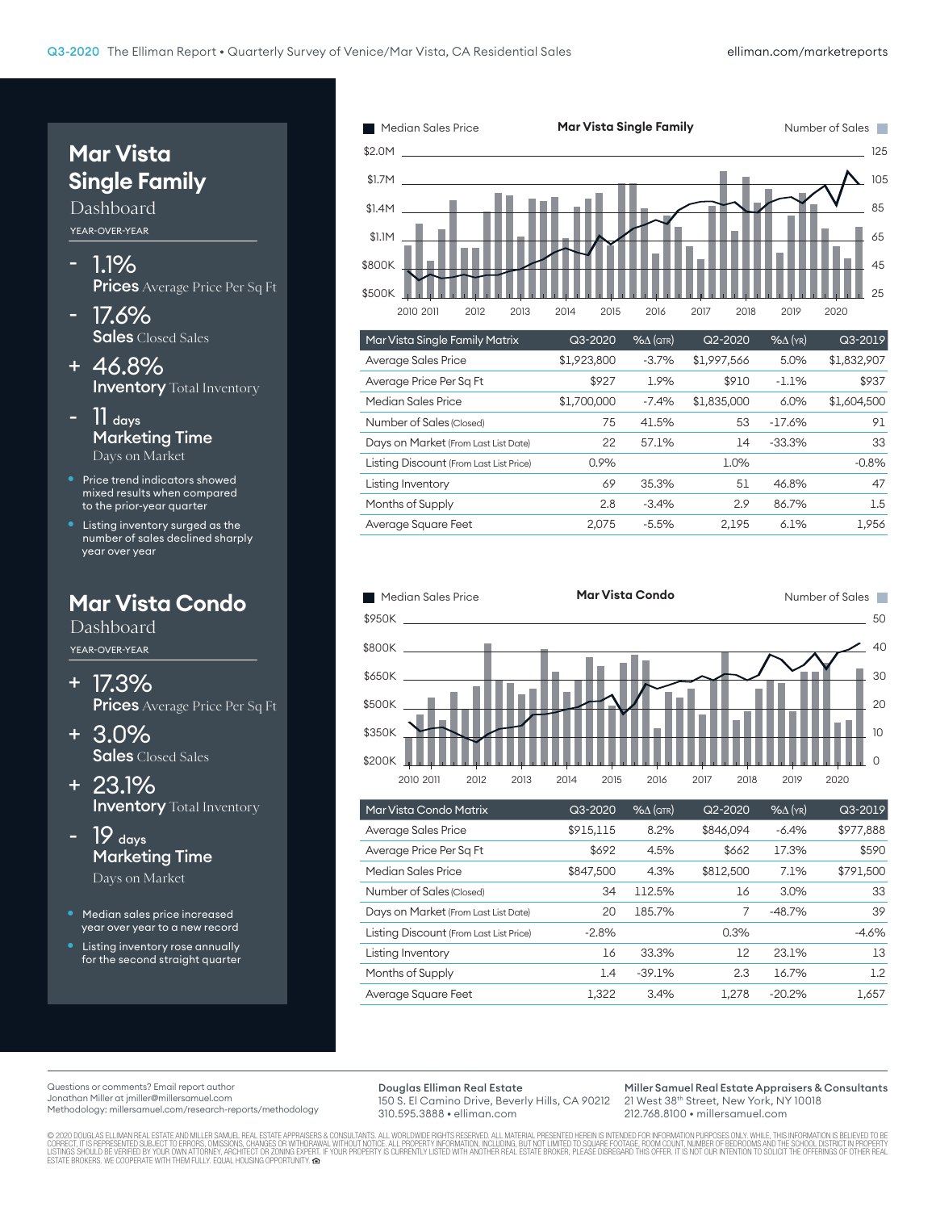# Mar Vista Single Family

## Dashboard

YEAR-OVER-YEAR

- **- 1.1%** **Prices** Average Price Per Sq Ft
- **- 17.6%** **Sales** Closed Sales
- **+ 46.8%** **Inventory** Total Inventory
- **- 11 days** **Marketing Time** Days on Market

- Price trend indicators showed mixed results when compared to the prior-year quarter
- Listing inventory surged as the number of sales declined sharply year over year

Median Sales Price

Mar Vista Single Family

Number of Sales

$2.0M
$1.7M
$1.4M
$1.1M
$800K
$500K

125
105
85
65
45
25

2010 2011 2012 2013 2014 2015 2016 2017 2018 2019 2020

| Mar Vista Single Family Matrix | Q3-2020 | %Δ (QTR) | Q2-2020 | %Δ (YR) | Q3-2019 |
|---|---|---|---|---|---|
| Average Sales Price | $1,923,800 | -3.7% | $1,997,566 | 5.0% | $1,832,907 |
| Average Price Per Sq Ft | $927 | 1.9% | $910 | -1.1% | $937 |
| Median Sales Price | $1,700,000 | -7.4% | $1,835,000 | 6.0% | $1,604,500 |
| Number of Sales (Closed) | 75 | 41.5% | 53 | -17.6% | 91 |
| Days on Market (From Last List Date) | 22 | 57.1% | 14 | -33.3% | 33 |
| Listing Discount (From Last List Price) | 0.9% | | 1.0% | | -0.8% |
| Listing Inventory | 69 | 35.3% | 51 | 46.8% | 47 |
| Months of Supply | 2.8 | -3.4% | 2.9 | 86.7% | 1.5 |
| Average Square Feet | 2,075 | -5.5% | 2,195 | 6.1% | 1,956 |

# Mar Vista Condo

## Dashboard

YEAR-OVER-YEAR

- **+ 17.3%** **Prices** Average Price Per Sq Ft
- **+ 3.0%** **Sales** Closed Sales
- **+ 23.1%** **Inventory** Total Inventory
- **- 19 days** **Marketing Time** Days on Market

- Median sales price increased year over year to a new record
- Listing inventory rose annually for the second straight quarter

Median Sales Price

Mar Vista Condo

Number of Sales

$950K
$800K
$650K
$500K
$350K
$200K

50
40
30
20
10
0

2010 2011 2012 2013 2014 2015 2016 2017 2018 2019 2020

| Mar Vista Condo Matrix | Q3-2020 | %Δ (QTR) | Q2-2020 | %Δ (YR) | Q3-2019 |
|---|---|---|---|---|---|
| Average Sales Price | $915,115 | 8.2% | $846,094 | -6.4% | $977,888 |
| Average Price Per Sq Ft | $692 | 4.5% | $662 | 17.3% | $590 |
| Median Sales Price | $847,500 | 4.3% | $812,500 | 7.1% | $791,500 |
| Number of Sales (Closed) | 34 | 112.5% | 16 | 3.0% | 33 |
| Days on Market (From Last List Date) | 20 | 185.7% | 7 | -48.7% | 39 |
| Listing Discount (From Last List Price) | -2.8% | | 0.3% | | -4.6% |
| Listing Inventory | 16 | 33.3% | 12 | 23.1% | 13 |
| Months of Supply | 1.4 | -39.1% | 2.3 | 16.7% | 1.2 |
| Average Square Feet | 1,322 | 3.4% | 1,278 | -20.2% | 1,657 |

Questions or comments? Email report author
Jonathan Miller at jmiller@millersamuel.com
Methodology: millersamuel.com/research-reports/methodology

**Douglas Elliman Real Estate**
150 S. El Camino Drive, Beverly Hills, CA 90212
310.595.3888 • elliman.com

**Miller Samuel Real Estate Appraisers & Consultants**
21 West 38th Street, New York, NY 10018
212.768.8100 • millersamuel.com

© 2020 DOUGLAS ELLIMAN REAL ESTATE AND MILLER SAMUEL REAL ESTATE APPRAISERS & CONSULTANTS. ALL WORLDWIDE RIGHTS RESERVED. ALL MATERIAL PRESENTED HEREIN IS INTENDED FOR INFORMATION PURPOSES ONLY. WHILE, THIS INFORMATION IS BELIEVED TO BE CORRECT, IT IS REPRESENTED SUBJECT TO ERRORS, OMISSIONS, CHANGES OR WITHDRAWAL WITHOUT NOTICE. ALL PROPERTY INFORMATION, INCLUDING, BUT NOT LIMITED TO SQUARE FOOTAGE, ROOM COUNT, NUMBER OF BEDROOMS AND THE SCHOOL DISTRICT IN PROPERTY LISTINGS SHOULD BE VERIFIED BY YOUR OWN ATTORNEY, ARCHITECT OR ZONING EXPERT. IF YOUR PROPERTY IS CURRENTLY LISTED WITH ANOTHER REAL ESTATE BROKER, PLEASE DISREGARD THIS OFFER. IT IS NOT OUR INTENTION TO SOLICIT THE OFFERINGS OF OTHER REAL ESTATE BROKERS. WE COOPERATE WITH THEM FULLY. EQUAL HOUSING OPPORTUNITY.